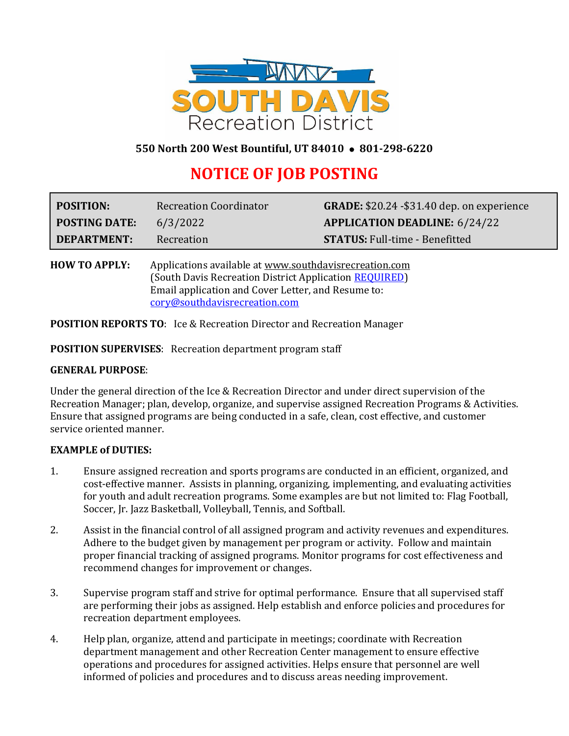**SOUTH DAVIS**
Recreation District

**550 North 200 West Bountiful, UT 84010 • 801-298-6220**

# NOTICE OF JOB POSTING

| | | |
|---|---|---|
| **POSITION:** | Recreation Coordinator | **GRADE:** $20.24 -$31.40 dep. on experience |
| **POSTING DATE:** | 6/3/2022 | **APPLICATION DEADLINE:** 6/24/22 |
| **DEPARTMENT:** | Recreation | **STATUS:** Full-time - Benefitted |

**HOW TO APPLY:** Applications available at www.southdavisrecreation.com (South Davis Recreation District Application REQUIRED) Email application and Cover Letter, and Resume to: cory@southdavisrecreation.com

**POSITION REPORTS TO**: Ice & Recreation Director and Recreation Manager

**POSITION SUPERVISES**: Recreation department program staff

**GENERAL PURPOSE**:

Under the general direction of the Ice & Recreation Director and under direct supervision of the Recreation Manager; plan, develop, organize, and supervise assigned Recreation Programs & Activities. Ensure that assigned programs are being conducted in a safe, clean, cost effective, and customer service oriented manner.

**EXAMPLE of DUTIES:**

1. Ensure assigned recreation and sports programs are conducted in an efficient, organized, and cost-effective manner. Assists in planning, organizing, implementing, and evaluating activities for youth and adult recreation programs. Some examples are but not limited to: Flag Football, Soccer, Jr. Jazz Basketball, Volleyball, Tennis, and Softball.

2. Assist in the financial control of all assigned program and activity revenues and expenditures. Adhere to the budget given by management per program or activity. Follow and maintain proper financial tracking of assigned programs. Monitor programs for cost effectiveness and recommend changes for improvement or changes.

3. Supervise program staff and strive for optimal performance. Ensure that all supervised staff are performing their jobs as assigned. Help establish and enforce policies and procedures for recreation department employees.

4. Help plan, organize, attend and participate in meetings; coordinate with Recreation department management and other Recreation Center management to ensure effective operations and procedures for assigned activities. Helps ensure that personnel are well informed of policies and procedures and to discuss areas needing improvement.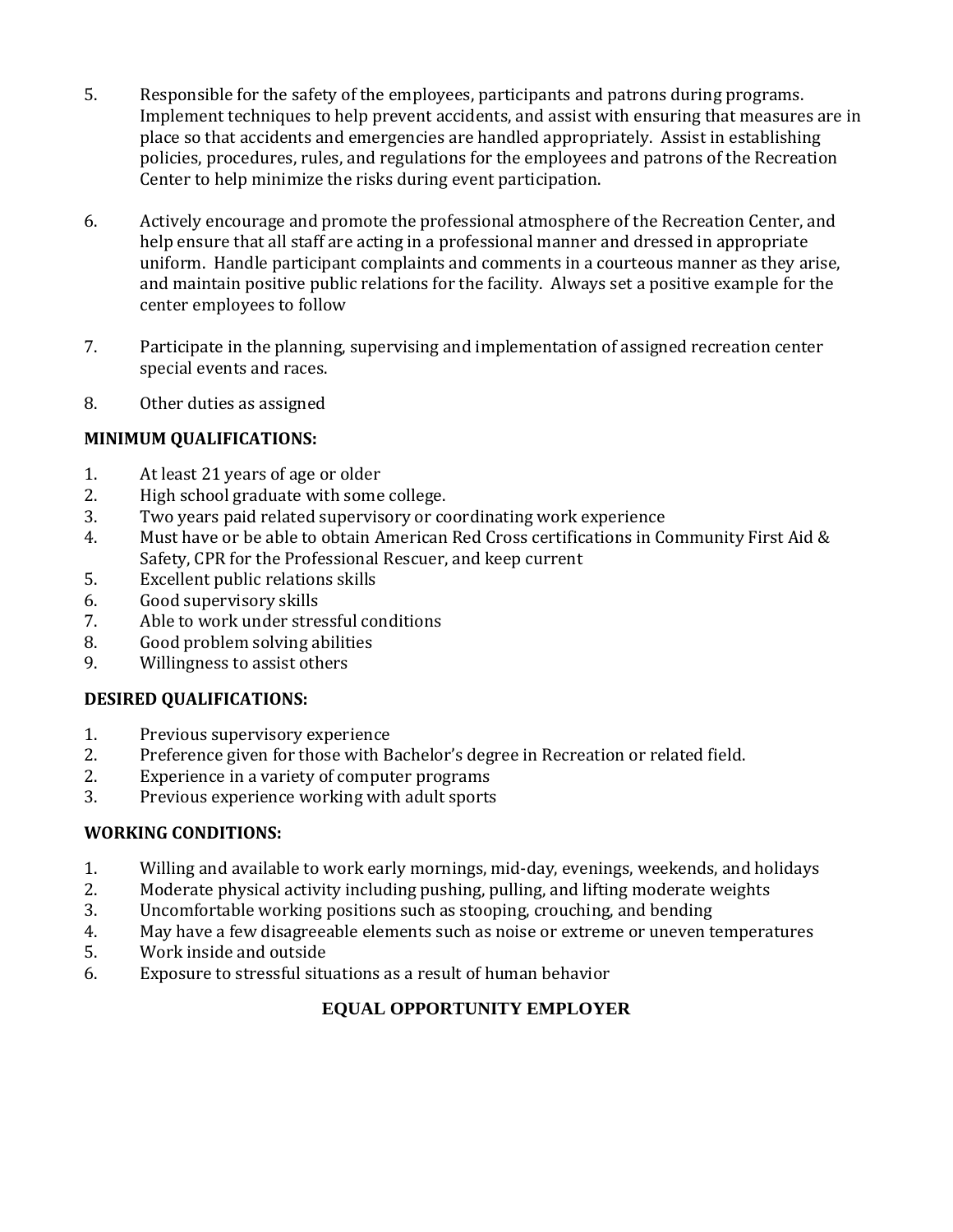5. Responsible for the safety of the employees, participants and patrons during programs. Implement techniques to help prevent accidents, and assist with ensuring that measures are in place so that accidents and emergencies are handled appropriately. Assist in establishing policies, procedures, rules, and regulations for the employees and patrons of the Recreation Center to help minimize the risks during event participation.

6. Actively encourage and promote the professional atmosphere of the Recreation Center, and help ensure that all staff are acting in a professional manner and dressed in appropriate uniform. Handle participant complaints and comments in a courteous manner as they arise, and maintain positive public relations for the facility. Always set a positive example for the center employees to follow

7. Participate in the planning, supervising and implementation of assigned recreation center special events and races.

8. Other duties as assigned

**MINIMUM QUALIFICATIONS:**

1. At least 21 years of age or older
2. High school graduate with some college.
3. Two years paid related supervisory or coordinating work experience
4. Must have or be able to obtain American Red Cross certifications in Community First Aid & Safety, CPR for the Professional Rescuer, and keep current
5. Excellent public relations skills
6. Good supervisory skills
7. Able to work under stressful conditions
8. Good problem solving abilities
9. Willingness to assist others

**DESIRED QUALIFICATIONS:**

1. Previous supervisory experience
2. Preference given for those with Bachelor's degree in Recreation or related field.
2. Experience in a variety of computer programs
3. Previous experience working with adult sports

**WORKING CONDITIONS:**

1. Willing and available to work early mornings, mid-day, evenings, weekends, and holidays
2. Moderate physical activity including pushing, pulling, and lifting moderate weights
3. Uncomfortable working positions such as stooping, crouching, and bending
4. May have a few disagreeable elements such as noise or extreme or uneven temperatures
5. Work inside and outside
6. Exposure to stressful situations as a result of human behavior

**EQUAL OPPORTUNITY EMPLOYER**